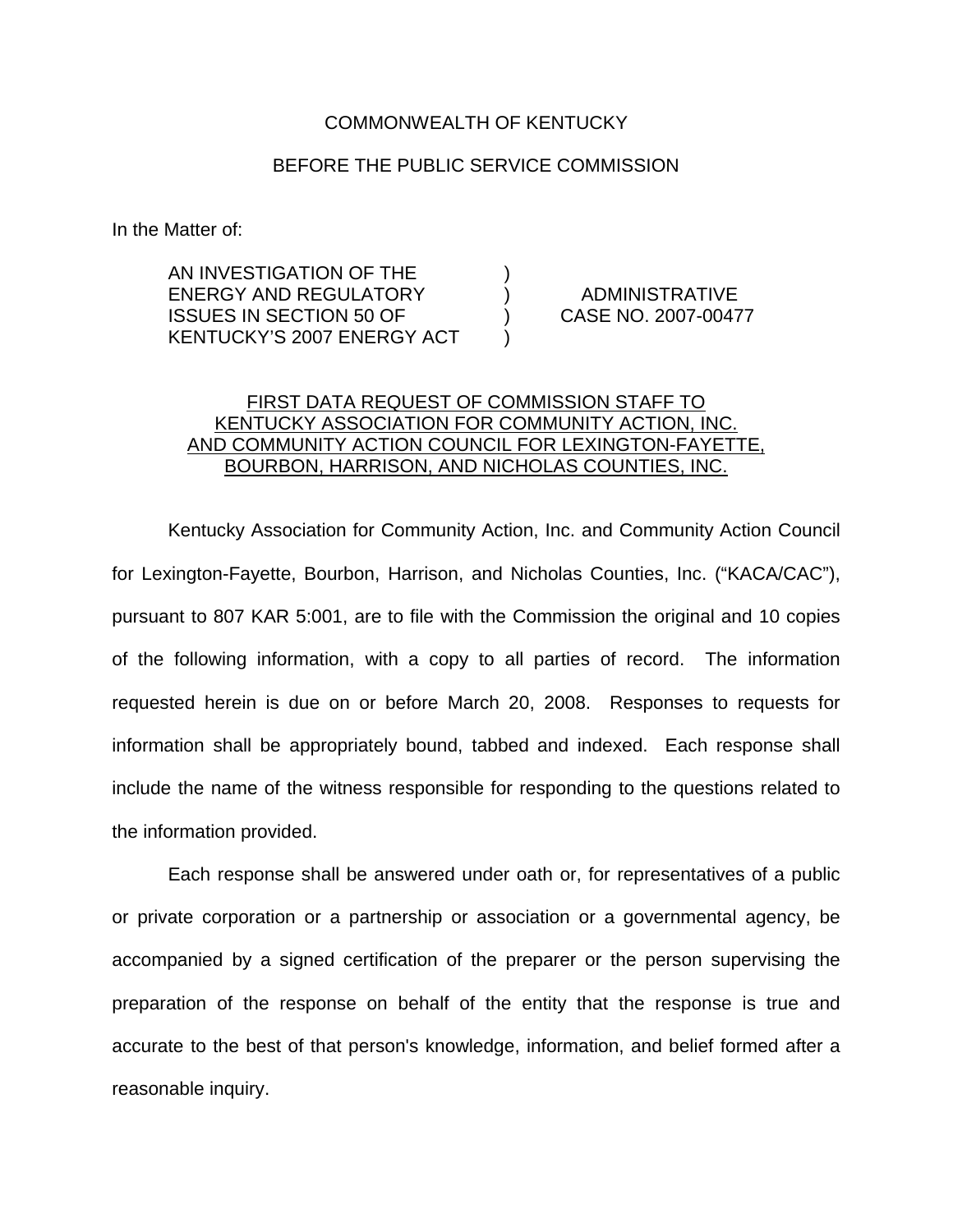COMMONWEALTH OF KENTUCKY

BEFORE THE PUBLIC SERVICE COMMISSION

In the Matter of:

| | | |
|---|---|---|
| AN INVESTIGATION OF THE ENERGY AND REGULATORY ISSUES IN SECTION 50 OF KENTUCKY'S 2007 ENERGY ACT | ) ) ) ) | ADMINISTRATIVE CASE NO. 2007-00477 |

<u>FIRST DATA REQUEST OF COMMISSION STAFF TO KENTUCKY ASSOCIATION FOR COMMUNITY ACTION, INC. AND COMMUNITY ACTION COUNCIL FOR LEXINGTON-FAYETTE, BOURBON, HARRISON, AND NICHOLAS COUNTIES, INC.</u>

Kentucky Association for Community Action, Inc. and Community Action Council for Lexington-Fayette, Bourbon, Harrison, and Nicholas Counties, Inc. ("KACA/CAC"), pursuant to 807 KAR 5:001, are to file with the Commission the original and 10 copies of the following information, with a copy to all parties of record. The information requested herein is due on or before March 20, 2008. Responses to requests for information shall be appropriately bound, tabbed and indexed. Each response shall include the name of the witness responsible for responding to the questions related to the information provided.

Each response shall be answered under oath or, for representatives of a public or private corporation or a partnership or association or a governmental agency, be accompanied by a signed certification of the preparer or the person supervising the preparation of the response on behalf of the entity that the response is true and accurate to the best of that person's knowledge, information, and belief formed after a reasonable inquiry.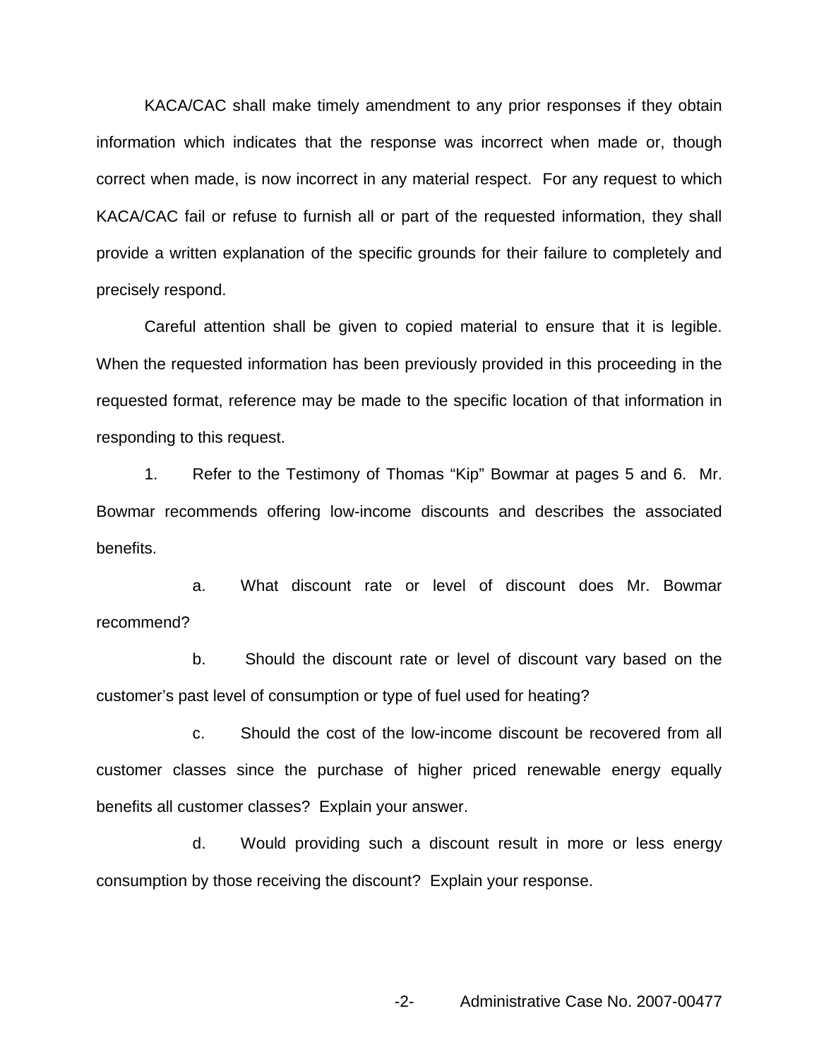KACA/CAC shall make timely amendment to any prior responses if they obtain information which indicates that the response was incorrect when made or, though correct when made, is now incorrect in any material respect. For any request to which KACA/CAC fail or refuse to furnish all or part of the requested information, they shall provide a written explanation of the specific grounds for their failure to completely and precisely respond.

Careful attention shall be given to copied material to ensure that it is legible. When the requested information has been previously provided in this proceeding in the requested format, reference may be made to the specific location of that information in responding to this request.

1. Refer to the Testimony of Thomas "Kip" Bowmar at pages 5 and 6. Mr. Bowmar recommends offering low-income discounts and describes the associated benefits.

   a. What discount rate or level of discount does Mr. Bowmar recommend?

   b. Should the discount rate or level of discount vary based on the customer's past level of consumption or type of fuel used for heating?

   c. Should the cost of the low-income discount be recovered from all customer classes since the purchase of higher priced renewable energy equally benefits all customer classes? Explain your answer.

   d. Would providing such a discount result in more or less energy consumption by those receiving the discount? Explain your response.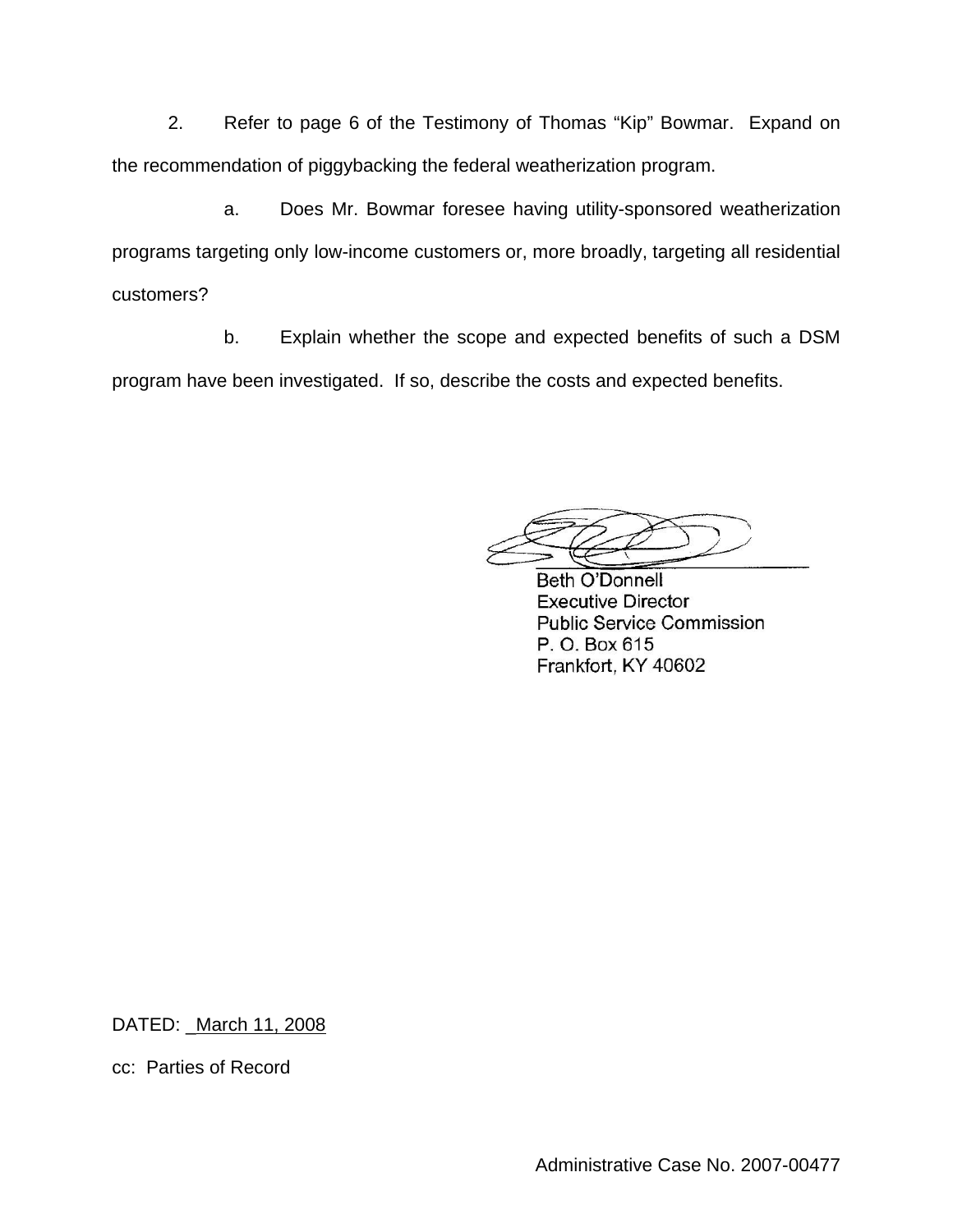2. Refer to page 6 of the Testimony of Thomas "Kip" Bowmar. Expand on the recommendation of piggybacking the federal weatherization program.

a. Does Mr. Bowmar foresee having utility-sponsored weatherization programs targeting only low-income customers or, more broadly, targeting all residential customers?

b. Explain whether the scope and expected benefits of such a DSM program have been investigated. If so, describe the costs and expected benefits.

Beth O'Donnell
Executive Director
Public Service Commission
P. O. Box 615
Frankfort, KY 40602

DATED: March 11, 2008

cc: Parties of Record

Administrative Case No. 2007-00477